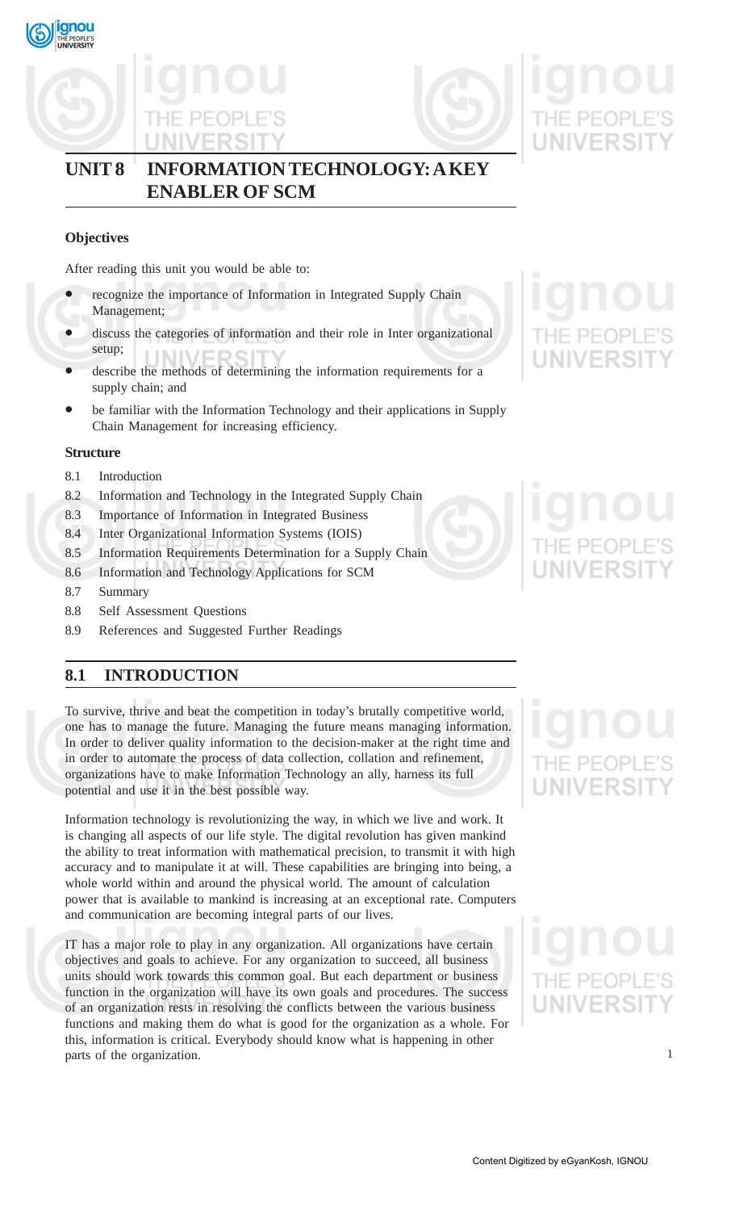# UNIT 8 INFORMATION TECHNOLOGY: A KEY ENABLER OF SCM

### Objectives

After reading this unit you would be able to:

- recognize the importance of Information in Integrated Supply Chain Management;
- discuss the categories of information and their role in Inter organizational setup;
- describe the methods of determining the information requirements for a supply chain; and
- be familiar with the Information Technology and their applications in Supply Chain Management for increasing efficiency.

### Structure

8.1 Introduction
8.2 Information and Technology in the Integrated Supply Chain
8.3 Importance of Information in Integrated Business
8.4 Inter Organizational Information Systems (IOIS)
8.5 Information Requirements Determination for a Supply Chain
8.6 Information and Technology Applications for SCM
8.7 Summary
8.8 Self Assessment Questions
8.9 References and Suggested Further Readings

## 8.1 INTRODUCTION

To survive, thrive and beat the competition in today's brutally competitive world, one has to manage the future. Managing the future means managing information. In order to deliver quality information to the decision-maker at the right time and in order to automate the process of data collection, collation and refinement, organizations have to make Information Technology an ally, harness its full potential and use it in the best possible way.

Information technology is revolutionizing the way, in which we live and work. It is changing all aspects of our life style. The digital revolution has given mankind the ability to treat information with mathematical precision, to transmit it with high accuracy and to manipulate it at will. These capabilities are bringing into being, a whole world within and around the physical world. The amount of calculation power that is available to mankind is increasing at an exceptional rate. Computers and communication are becoming integral parts of our lives.

IT has a major role to play in any organization. All organizations have certain objectives and goals to achieve. For any organization to succeed, all business units should work towards this common goal. But each department or business function in the organization will have its own goals and procedures. The success of an organization rests in resolving the conflicts between the various business functions and making them do what is good for the organization as a whole. For this, information is critical. Everybody should know what is happening in other parts of the organization.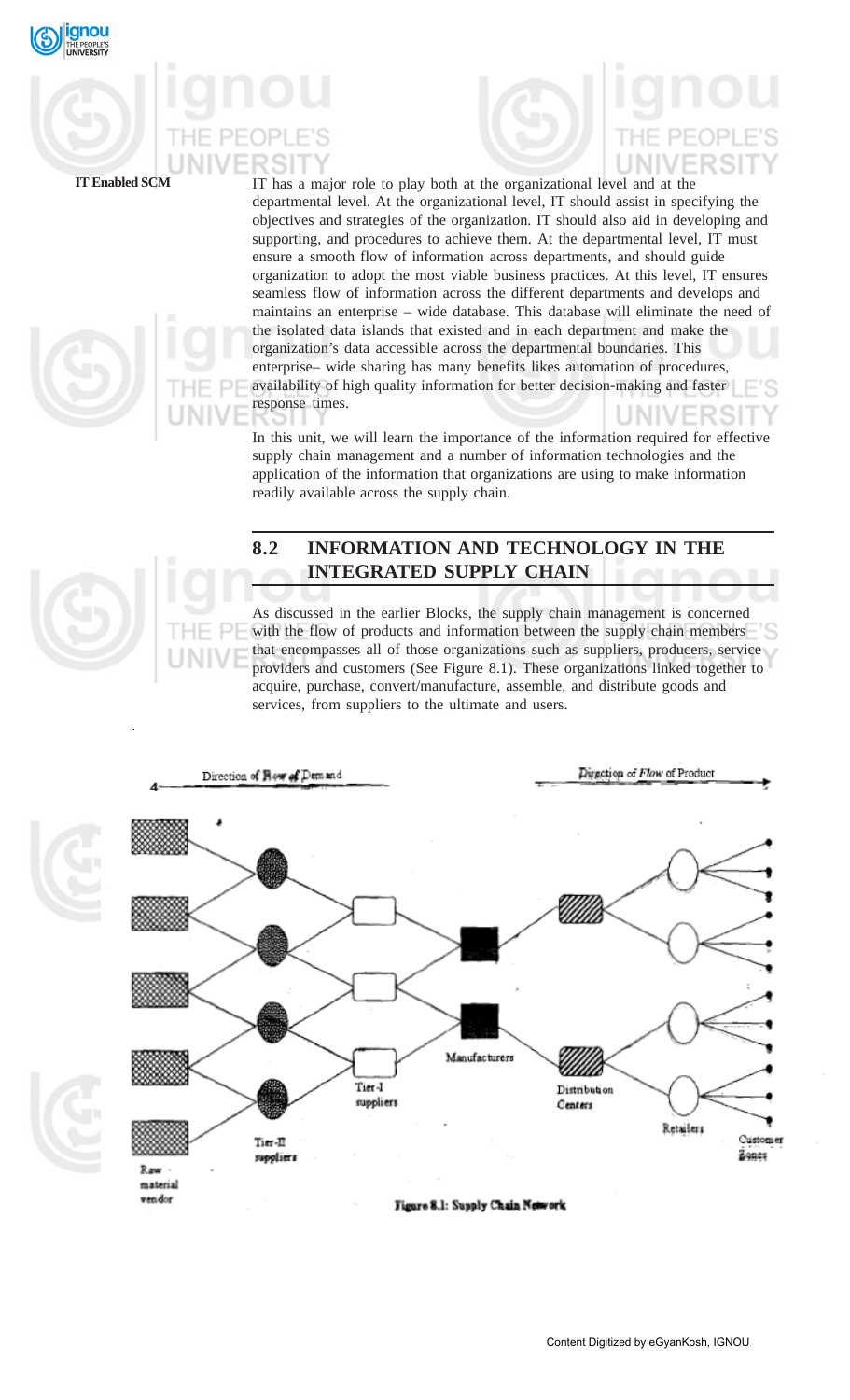IT has a major role to play both at the organizational level and at the departmental level. At the organizational level, IT should assist in specifying the objectives and strategies of the organization. IT should also aid in developing and supporting, and procedures to achieve them. At the departmental level, IT must ensure a smooth flow of information across departments, and should guide organization to adopt the most viable business practices. At this level, IT ensures seamless flow of information across the different departments and develops and maintains an enterprise – wide database. This database will eliminate the need of the isolated data islands that existed and in each department and make the organization's data accessible across the departmental boundaries. This enterprise– wide sharing has many benefits likes automation of procedures, availability of high quality information for better decision-making and faster response times.

In this unit, we will learn the importance of the information required for effective supply chain management and a number of information technologies and the application of the information that organizations are using to make information readily available across the supply chain.

## 8.2 INFORMATION AND TECHNOLOGY IN THE INTEGRATED SUPPLY CHAIN

As discussed in the earlier Blocks, the supply chain management is concerned with the flow of products and information between the supply chain members that encompasses all of those organizations such as suppliers, producers, service providers and customers (See Figure 8.1). These organizations linked together to acquire, purchase, convert/manufacture, assemble, and distribute goods and services, from suppliers to the ultimate and users.

Direction of Flow of Demand ← → Direction of Flow of Product

Raw material vendor | Tier-II suppliers | Tier-I suppliers | Manufacturers | Distribution Centers | Retailers | Customer Zones

**Figure 8.1: Supply Chain Network**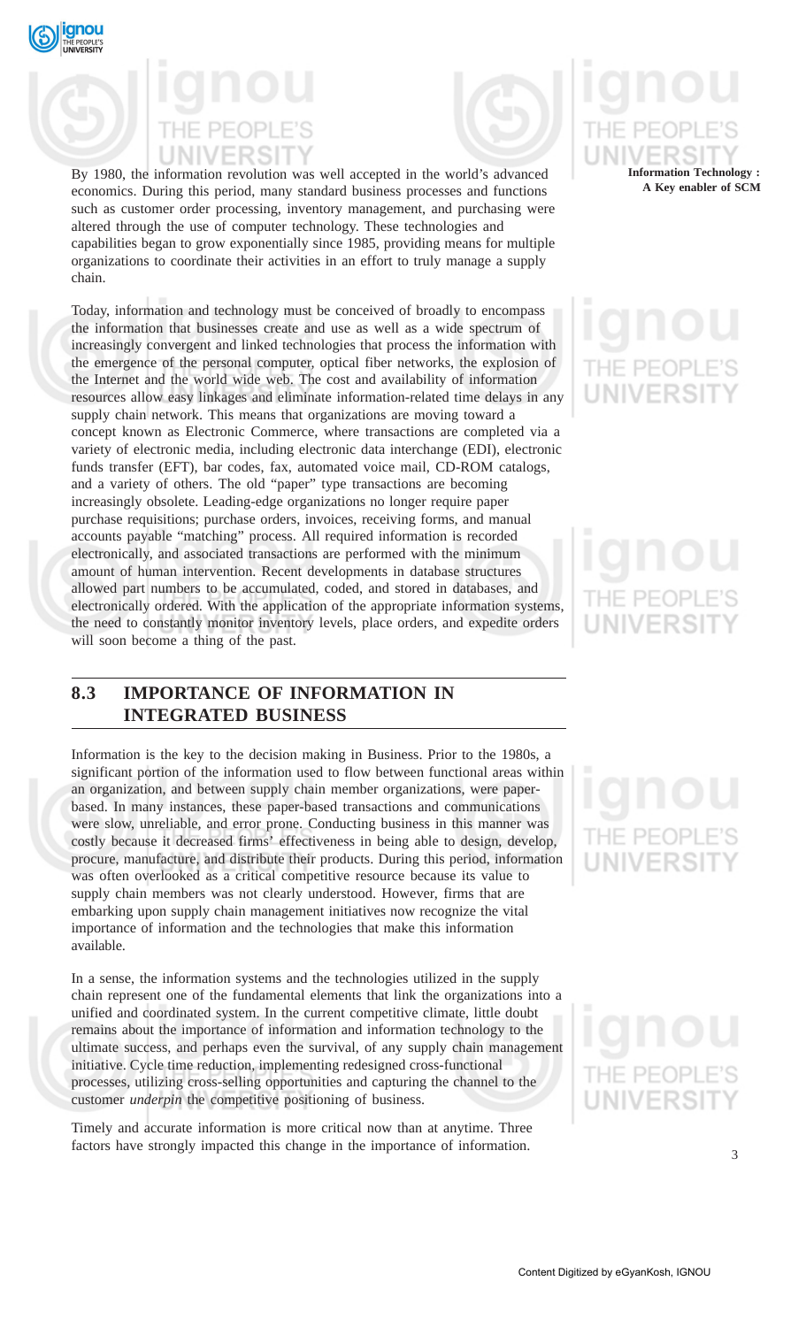By 1980, the information revolution was well accepted in the world's advanced economics. During this period, many standard business processes and functions such as customer order processing, inventory management, and purchasing were altered through the use of computer technology. These technologies and capabilities began to grow exponentially since 1985, providing means for multiple organizations to coordinate their activities in an effort to truly manage a supply chain.

Today, information and technology must be conceived of broadly to encompass the information that businesses create and use as well as a wide spectrum of increasingly convergent and linked technologies that process the information with the emergence of the personal computer, optical fiber networks, the explosion of the Internet and the world wide web. The cost and availability of information resources allow easy linkages and eliminate information-related time delays in any supply chain network. This means that organizations are moving toward a concept known as Electronic Commerce, where transactions are completed via a variety of electronic media, including electronic data interchange (EDI), electronic funds transfer (EFT), bar codes, fax, automated voice mail, CD-ROM catalogs, and a variety of others. The old "paper" type transactions are becoming increasingly obsolete. Leading-edge organizations no longer require paper purchase requisitions; purchase orders, invoices, receiving forms, and manual accounts payable "matching" process. All required information is recorded electronically, and associated transactions are performed with the minimum amount of human intervention. Recent developments in database structures allowed part numbers to be accumulated, coded, and stored in databases, and electronically ordered. With the application of the appropriate information systems, the need to constantly monitor inventory levels, place orders, and expedite orders will soon become a thing of the past.

## 8.3 IMPORTANCE OF INFORMATION IN INTEGRATED BUSINESS

Information is the key to the decision making in Business. Prior to the 1980s, a significant portion of the information used to flow between functional areas within an organization, and between supply chain member organizations, were paper-based. In many instances, these paper-based transactions and communications were slow, unreliable, and error prone. Conducting business in this manner was costly because it decreased firms' effectiveness in being able to design, develop, procure, manufacture, and distribute their products. During this period, information was often overlooked as a critical competitive resource because its value to supply chain members was not clearly understood. However, firms that are embarking upon supply chain management initiatives now recognize the vital importance of information and the technologies that make this information available.

In a sense, the information systems and the technologies utilized in the supply chain represent one of the fundamental elements that link the organizations into a unified and coordinated system. In the current competitive climate, little doubt remains about the importance of information and information technology to the ultimate success, and perhaps even the survival, of any supply chain management initiative. Cycle time reduction, implementing redesigned cross-functional processes, utilizing cross-selling opportunities and capturing the channel to the customer *underpin* the competitive positioning of business.

Timely and accurate information is more critical now than at anytime. Three factors have strongly impacted this change in the importance of information.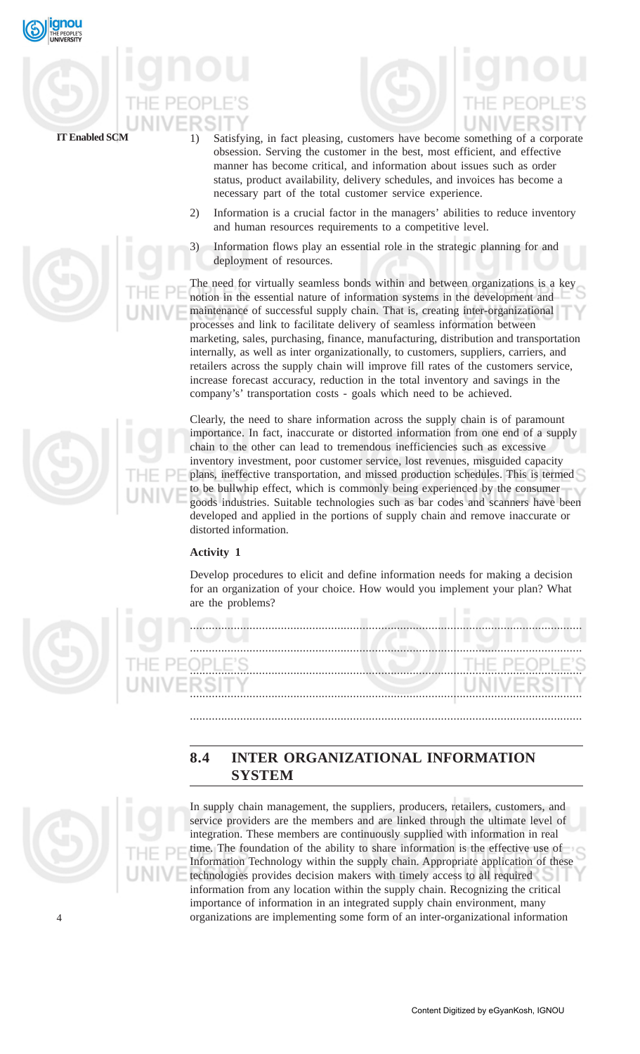1) Satisfying, in fact pleasing, customers have become something of a corporate obsession. Serving the customer in the best, most efficient, and effective manner has become critical, and information about issues such as order status, product availability, delivery schedules, and invoices has become a necessary part of the total customer service experience.

2) Information is a crucial factor in the managers' abilities to reduce inventory and human resources requirements to a competitive level.

3) Information flows play an essential role in the strategic planning for and deployment of resources.

The need for virtually seamless bonds within and between organizations is a key notion in the essential nature of information systems in the development and maintenance of successful supply chain. That is, creating inter-organizational processes and link to facilitate delivery of seamless information between marketing, sales, purchasing, finance, manufacturing, distribution and transportation internally, as well as inter organizationally, to customers, suppliers, carriers, and retailers across the supply chain will improve fill rates of the customers service, increase forecast accuracy, reduction in the total inventory and savings in the company's' transportation costs - goals which need to be achieved.

Clearly, the need to share information across the supply chain is of paramount importance. In fact, inaccurate or distorted information from one end of a supply chain to the other can lead to tremendous inefficiencies such as excessive inventory investment, poor customer service, lost revenues, misguided capacity plans, ineffective transportation, and missed production schedules. This is termed to be bullwhip effect, which is commonly being experienced by the consumer goods industries. Suitable technologies such as bar codes and scanners have been developed and applied in the portions of supply chain and remove inaccurate or distorted information.

**Activity 1**

Develop procedures to elicit and define information needs for making a decision for an organization of your choice. How would you implement your plan? What are the problems?

..........................................................................................................................

..........................................................................................................................

..........................................................................................................................

..........................................................................................................................

..........................................................................................................................

## 8.4 INTER ORGANIZATIONAL INFORMATION SYSTEM

In supply chain management, the suppliers, producers, retailers, customers, and service providers are the members and are linked through the ultimate level of integration. These members are continuously supplied with information in real time. The foundation of the ability to share information is the effective use of Information Technology within the supply chain. Appropriate application of these technologies provides decision makers with timely access to all required information from any location within the supply chain. Recognizing the critical importance of information in an integrated supply chain environment, many organizations are implementing some form of an inter-organizational information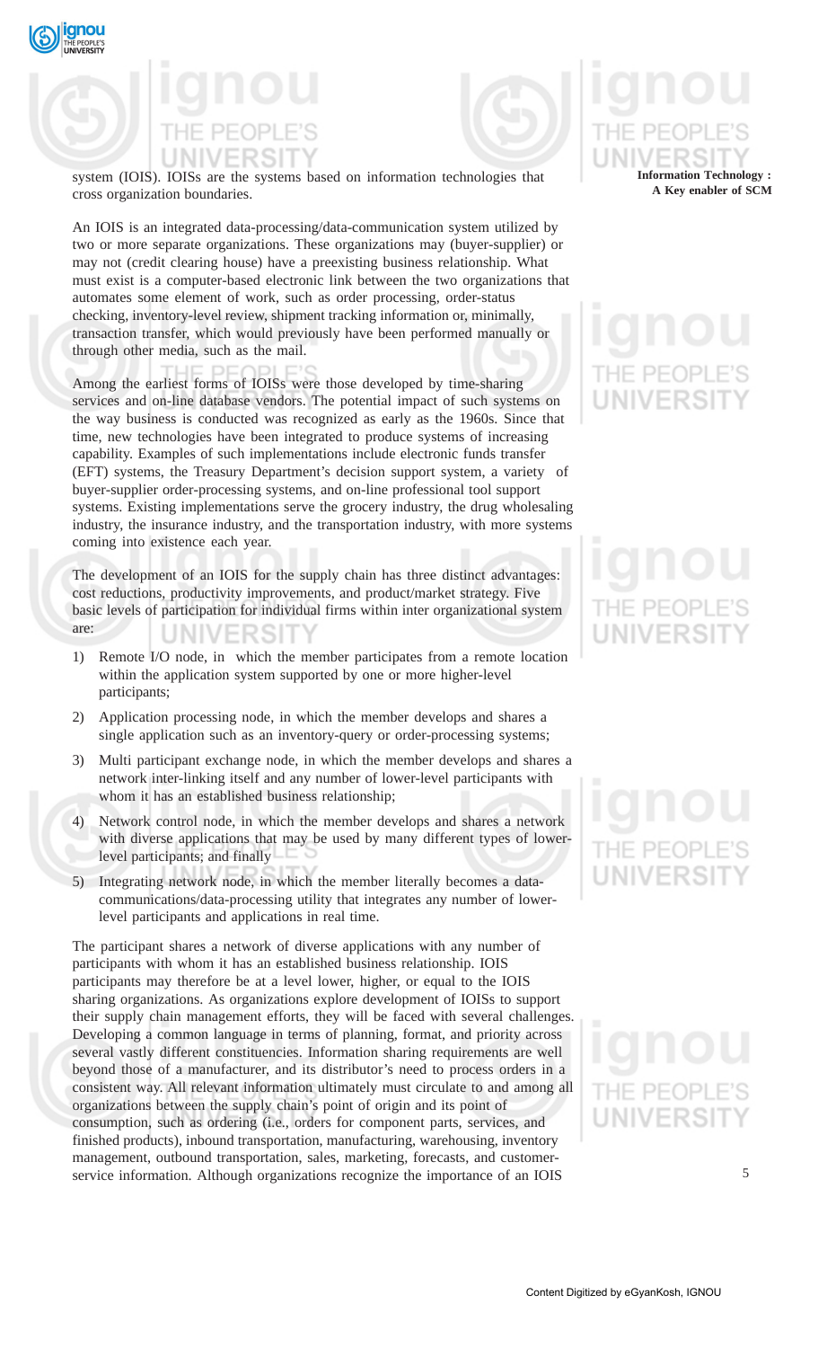system (IOIS). IOISs are the systems based on information technologies that cross organization boundaries.

An IOIS is an integrated data-processing/data-communication system utilized by two or more separate organizations. These organizations may (buyer-supplier) or may not (credit clearing house) have a preexisting business relationship. What must exist is a computer-based electronic link between the two organizations that automates some element of work, such as order processing, order-status checking, inventory-level review, shipment tracking information or, minimally, transaction transfer, which would previously have been performed manually or through other media, such as the mail.

Among the earliest forms of IOISs were those developed by time-sharing services and on-line database vendors. The potential impact of such systems on the way business is conducted was recognized as early as the 1960s. Since that time, new technologies have been integrated to produce systems of increasing capability. Examples of such implementations include electronic funds transfer (EFT) systems, the Treasury Department's decision support system, a variety of buyer-supplier order-processing systems, and on-line professional tool support systems. Existing implementations serve the grocery industry, the drug wholesaling industry, the insurance industry, and the transportation industry, with more systems coming into existence each year.

The development of an IOIS for the supply chain has three distinct advantages: cost reductions, productivity improvements, and product/market strategy. Five basic levels of participation for individual firms within inter organizational system are:

1) Remote I/O node, in which the member participates from a remote location within the application system supported by one or more higher-level participants;

2) Application processing node, in which the member develops and shares a single application such as an inventory-query or order-processing systems;

3) Multi participant exchange node, in which the member develops and shares a network inter-linking itself and any number of lower-level participants with whom it has an established business relationship;

4) Network control node, in which the member develops and shares a network with diverse applications that may be used by many different types of lower-level participants; and finally

5) Integrating network node, in which the member literally becomes a data-communications/data-processing utility that integrates any number of lower-level participants and applications in real time.

The participant shares a network of diverse applications with any number of participants with whom it has an established business relationship. IOIS participants may therefore be at a level lower, higher, or equal to the IOIS sharing organizations. As organizations explore development of IOISs to support their supply chain management efforts, they will be faced with several challenges. Developing a common language in terms of planning, format, and priority across several vastly different constituencies. Information sharing requirements are well beyond those of a manufacturer, and its distributor's need to process orders in a consistent way. All relevant information ultimately must circulate to and among all organizations between the supply chain's point of origin and its point of consumption, such as ordering (i.e., orders for component parts, services, and finished products), inbound transportation, manufacturing, warehousing, inventory management, outbound transportation, sales, marketing, forecasts, and customer-service information. Although organizations recognize the importance of an IOIS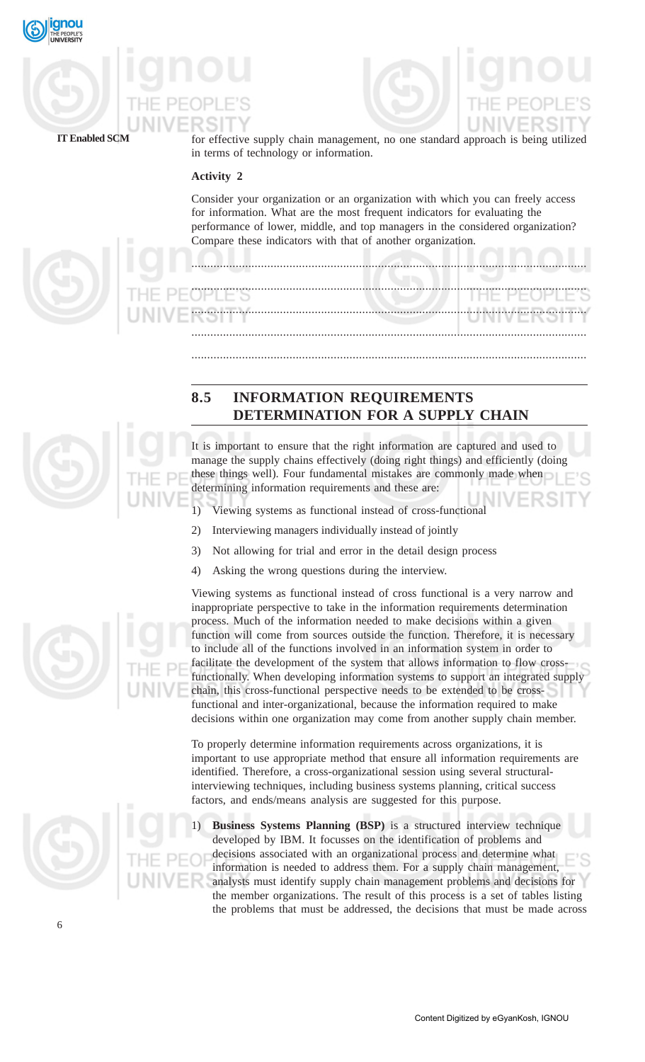for effective supply chain management, no one standard approach is being utilized in terms of technology or information.

**Activity 2**

Consider your organization or an organization with which you can freely access for information. What are the most frequent indicators for evaluating the performance of lower, middle, and top managers in the considered organization? Compare these indicators with that of another organization.

...........................................................................................................................

...........................................................................................................................

...........................................................................................................................

...........................................................................................................................

...........................................................................................................................

## 8.5 INFORMATION REQUIREMENTS DETERMINATION FOR A SUPPLY CHAIN

It is important to ensure that the right information are captured and used to manage the supply chains effectively (doing right things) and efficiently (doing these things well). Four fundamental mistakes are commonly made when determining information requirements and these are:

1) Viewing systems as functional instead of cross-functional
2) Interviewing managers individually instead of jointly
3) Not allowing for trial and error in the detail design process
4) Asking the wrong questions during the interview.

Viewing systems as functional instead of cross functional is a very narrow and inappropriate perspective to take in the information requirements determination process. Much of the information needed to make decisions within a given function will come from sources outside the function. Therefore, it is necessary to include all of the functions involved in an information system in order to facilitate the development of the system that allows information to flow cross-functionally. When developing information systems to support an integrated supply chain, this cross-functional perspective needs to be extended to be cross-functional and inter-organizational, because the information required to make decisions within one organization may come from another supply chain member.

To properly determine information requirements across organizations, it is important to use appropriate method that ensure all information requirements are identified. Therefore, a cross-organizational session using several structural-interviewing techniques, including business systems planning, critical success factors, and ends/means analysis are suggested for this purpose.

1) **Business Systems Planning (BSP)** is a structured interview technique developed by IBM. It focusses on the identification of problems and decisions associated with an organizational process and determine what information is needed to address them. For a supply chain management, analysts must identify supply chain management problems and decisions for the member organizations. The result of this process is a set of tables listing the problems that must be addressed, the decisions that must be made across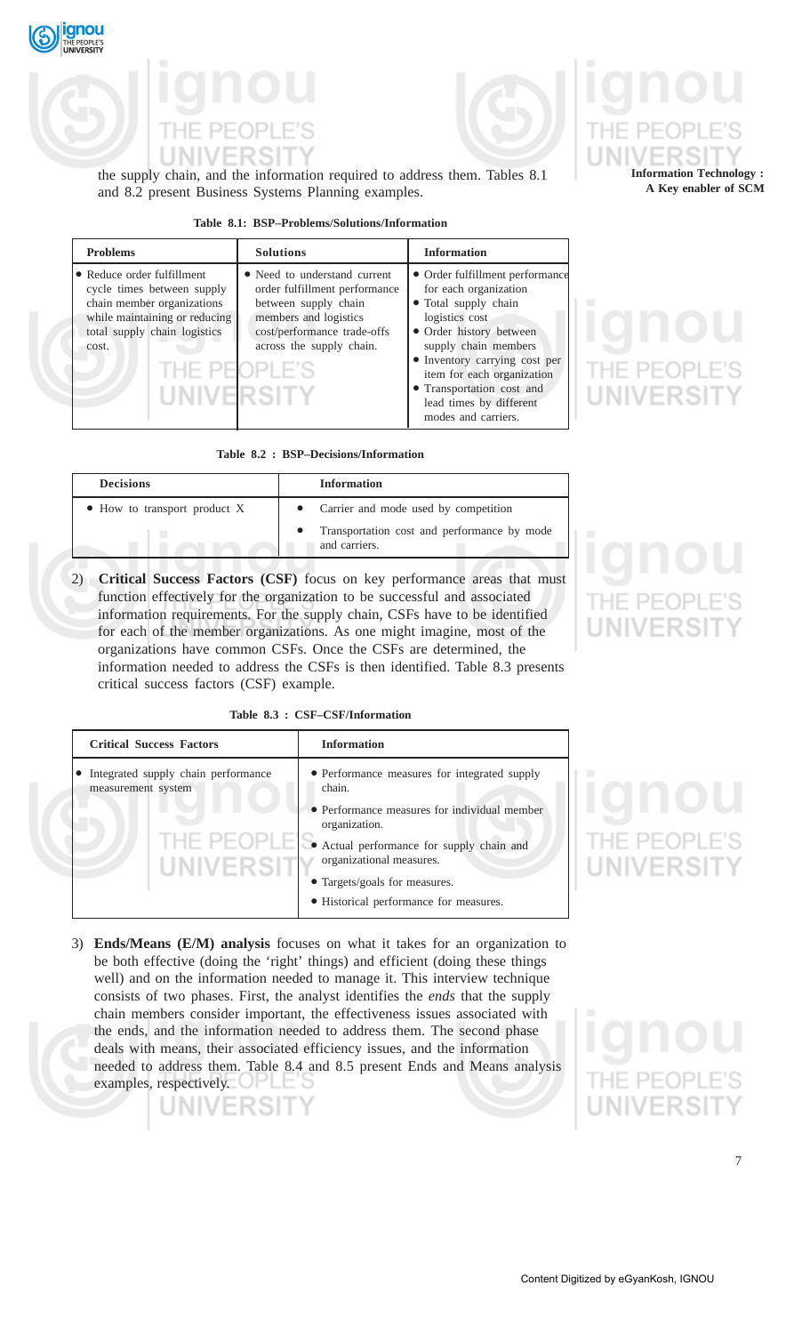the supply chain, and the information required to address them. Tables 8.1 and 8.2 present Business Systems Planning examples.

**Table 8.1: BSP–Problems/Solutions/Information**

| Problems | Solutions | Information |
|---|---|---|
| • Reduce order fulfillment cycle times between supply chain member organizations while maintaining or reducing total supply chain logistics cost. | • Need to understand current order fulfillment performance between supply chain members and logistics cost/performance trade-offs across the supply chain. | • Order fulfillment performance for each organization<br>• Total supply chain logistics cost<br>• Order history between supply chain members<br>• Inventory carrying cost per item for each organization<br>• Transportation cost and lead times by different modes and carriers. |

**Table 8.2 : BSP–Decisions/Information**

| Decisions | Information |
|---|---|
| • How to transport product X | • Carrier and mode used by competition<br>• Transportation cost and performance by mode and carriers. |

2) **Critical Success Factors (CSF)** focus on key performance areas that must function effectively for the organization to be successful and associated information requirements. For the supply chain, CSFs have to be identified for each of the member organizations. As one might imagine, most of the organizations have common CSFs. Once the CSFs are determined, the information needed to address the CSFs is then identified. Table 8.3 presents critical success factors (CSF) example.

**Table 8.3 : CSF–CSF/Information**

| Critical Success Factors | Information |
|---|---|
| • Integrated supply chain performance measurement system | • Performance measures for integrated supply chain.<br>• Performance measures for individual member organization.<br>• Actual performance for supply chain and organizational measures.<br>• Targets/goals for measures.<br>• Historical performance for measures. |

3) **Ends/Means (E/M) analysis** focuses on what it takes for an organization to be both effective (doing the 'right' things) and efficient (doing these things well) and on the information needed to manage it. This interview technique consists of two phases. First, the analyst identifies the *ends* that the supply chain members consider important, the effectiveness issues associated with the ends, and the information needed to address issues. The second phase deals with means, their associated efficiency issues, and the information needed to address them. Table 8.4 and 8.5 present Ends and Means analysis examples, respectively.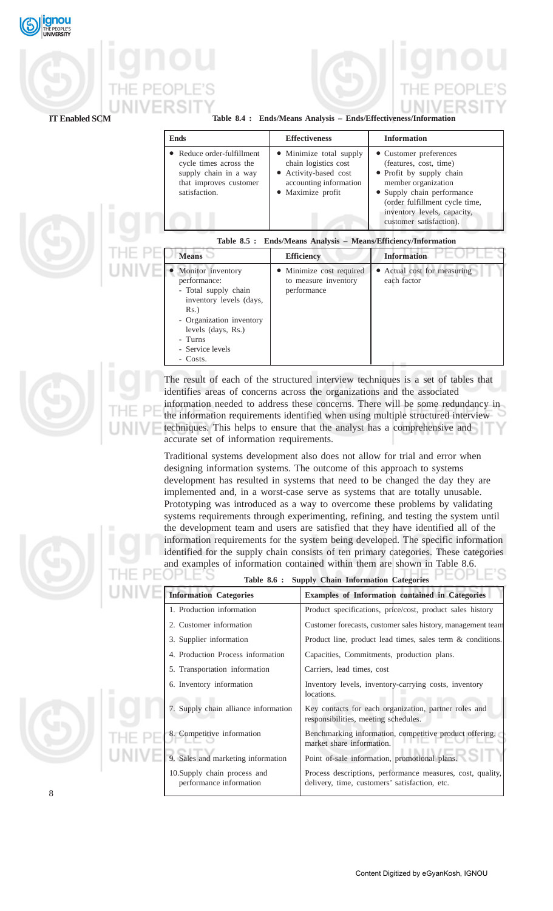**Table 8.4 : Ends/Means Analysis – Ends/Effectiveness/Information**

| Ends | Effectiveness | Information |
|---|---|---|
| • Reduce order-fulfillment cycle times across the supply chain in a way that improves customer satisfaction. | • Minimize total supply chain logistics cost<br>• Activity-based cost accounting information<br>• Maximize profit | • Customer preferences (features, cost, time)<br>• Profit by supply chain member organization<br>• Supply chain performance (order fulfillment cycle time, inventory levels, capacity, customer satisfaction). |

**Table 8.5 : Ends/Means Analysis – Means/Efficiency/Information**

| Means | Efficiency | Information |
|---|---|---|
| • Monitor inventory performance:<br>- Total supply chain inventory levels (days, Rs.)<br>- Organization inventory levels (days, Rs.)<br>- Turns<br>- Service levels<br>- Costs. | • Minimize cost required to measure inventory performance | • Actual cost for measuring each factor |

The result of each of the structured interview techniques is a set of tables that identifies areas of concerns across the organizations and the associated information needed to address these concerns. There will be some redundancy in the information requirements identified when using multiple structured interview techniques. This helps to ensure that the analyst has a comprehensive and accurate set of information requirements.

Traditional systems development also does not allow for trial and error when designing information systems. The outcome of this approach to systems development has resulted in systems that need to be changed the day they are implemented and, in a worst-case serve as systems that are totally unusable. Prototyping was introduced as a way to overcome these problems by validating systems requirements through experimenting, refining, and testing the system until the development team and users are satisfied that they have identified all of the information requirements for the system being developed. The specific information identified for the supply chain consists of ten primary categories. These categories and examples of information contained within them are shown in Table 8.6.

**Table 8.6 : Supply Chain Information Categories**

| Information Categories | Examples of Information contained in Categories |
|---|---|
| 1. Production information | Product specifications, price/cost, product sales history |
| 2. Customer information | Customer forecasts, customer sales history, management team |
| 3. Supplier information | Product line, product lead times, sales term & conditions. |
| 4. Production Process information | Capacities, Commitments, production plans. |
| 5. Transportation information | Carriers, lead times, cost |
| 6. Inventory information | Inventory levels, inventory-carrying costs, inventory locations. |
| 7. Supply chain alliance information | Key contacts for each organization, partner roles and responsibilities, meeting schedules. |
| 8. Competitive information | Benchmarking information, competitive product offering, market share information. |
| 9. Sales and marketing information | Point of-sale information, promotional plans. |
| 10. Supply chain process and performance information | Process descriptions, performance measures, cost, quality, delivery, time, customers' satisfaction, etc. |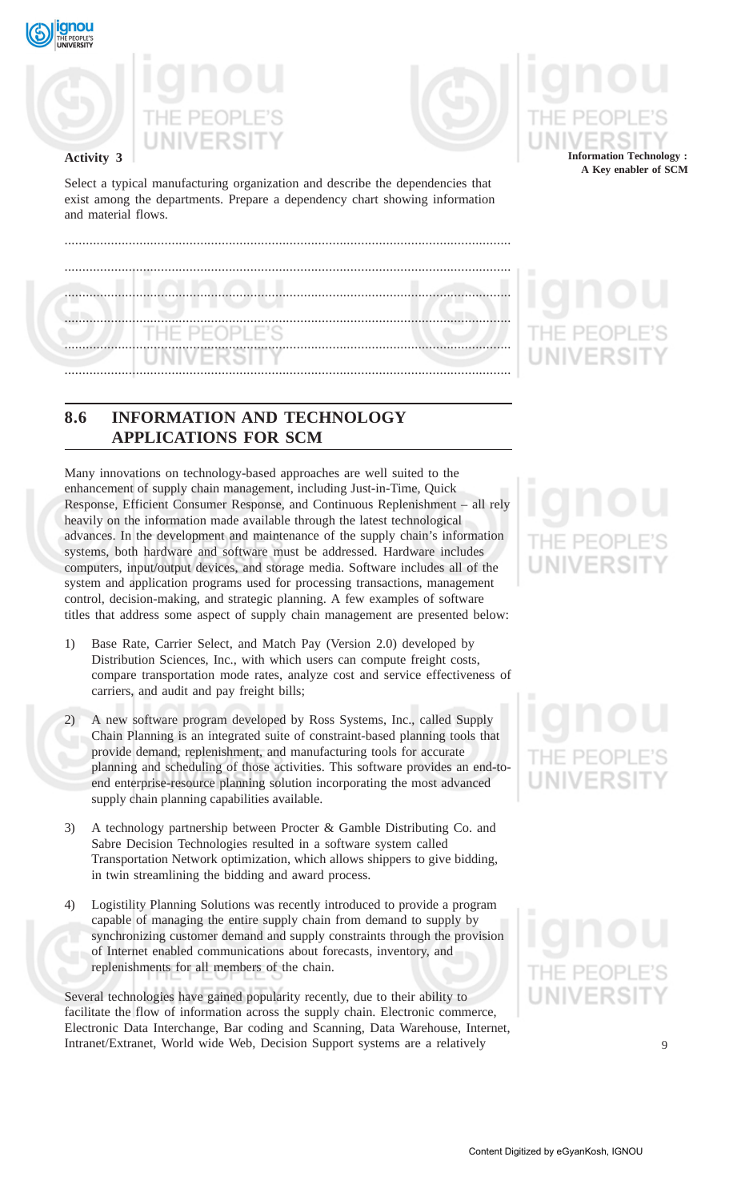**Activity 3**

Select a typical manufacturing organization and describe the dependencies that exist among the departments. Prepare a dependency chart showing information and material flows.

..........................................................................................................................

..........................................................................................................................

..........................................................................................................................

..........................................................................................................................

..........................................................................................................................

..........................................................................................................................

## 8.6 INFORMATION AND TECHNOLOGY APPLICATIONS FOR SCM

Many innovations on technology-based approaches are well suited to the enhancement of supply chain management, including Just-in-Time, Quick Response, Efficient Consumer Response, and Continuous Replenishment – all rely heavily on the information made available through the latest technological advances. In the development and maintenance of the supply chain's information systems, both hardware and software must be addressed. Hardware includes computers, input/output devices, and storage media. Software includes all of the system and application programs used for processing transactions, management control, decision-making, and strategic planning. A few examples of software titles that address some aspect of supply chain management are presented below:

1) Base Rate, Carrier Select, and Match Pay (Version 2.0) developed by Distribution Sciences, Inc., with which users can compute freight costs, compare transportation mode rates, analyze cost and service effectiveness of carriers, and audit and pay freight bills;

2) A new software program developed by Ross Systems, Inc., called Supply Chain Planning is an integrated suite of constraint-based planning tools that provide demand, replenishment, and manufacturing tools for accurate planning and scheduling of those activities. This software provides an end-to-end enterprise-resource planning solution incorporating the most advanced supply chain planning capabilities available.

3) A technology partnership between Procter & Gamble Distributing Co. and Sabre Decision Technologies resulted in a software system called Transportation Network optimization, which allows shippers to give bidding, in twin streamlining the bidding and award process.

4) Logistility Planning Solutions was recently introduced to provide a program capable of managing the entire supply chain from demand to supply by synchronizing customer demand and supply constraints through the provision of Internet enabled communications about forecasts, inventory, and replenishments for all members of the chain.

Several technologies have gained popularity recently, due to their ability to facilitate the flow of information across the supply chain. Electronic commerce, Electronic Data Interchange, Bar coding and Scanning, Data Warehouse, Internet, Intranet/Extranet, World wide Web, Decision Support systems are a relatively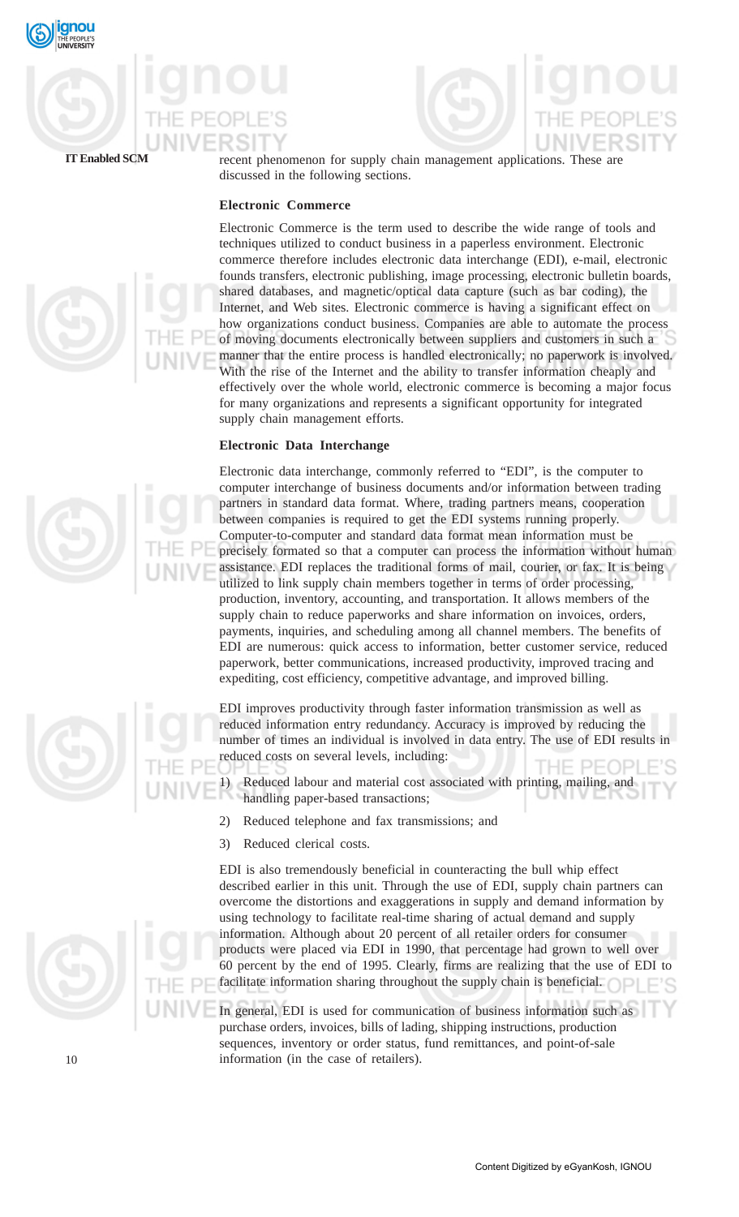recent phenomenon for supply chain management applications. These are discussed in the following sections.

### Electronic Commerce

Electronic Commerce is the term used to describe the wide range of tools and techniques utilized to conduct business in a paperless environment. Electronic commerce therefore includes electronic data interchange (EDI), e-mail, electronic founds transfers, electronic publishing, image processing, electronic bulletin boards, shared databases, and magnetic/optical data capture (such as bar coding), the Internet, and Web sites. Electronic commerce is having a significant effect on how organizations conduct business. Companies are able to automate the process of moving documents electronically between suppliers and customers in such a manner that the entire process is handled electronically; no paperwork is involved. With the rise of the Internet and the ability to transfer information cheaply and effectively over the whole world, electronic commerce is becoming a major focus for many organizations and represents a significant opportunity for integrated supply chain management efforts.

### Electronic Data Interchange

Electronic data interchange, commonly referred to "EDI", is the computer to computer interchange of business documents and/or information between trading partners in standard data format. Where, trading partners means, cooperation between companies is required to get the EDI systems running properly. Computer-to-computer and standard data format mean information must be precisely formated so that a computer can process the information without human assistance. EDI replaces the traditional forms of mail, courier, or fax. It is being utilized to link supply chain members together in terms of order processing, production, inventory, accounting, and transportation. It allows members of the supply chain to reduce paperworks and share information on invoices, orders, payments, inquiries, and scheduling among all channel members. The benefits of EDI are numerous: quick access to information, better customer service, reduced paperwork, better communications, increased productivity, improved tracing and expediting, cost efficiency, competitive advantage, and improved billing.

EDI improves productivity through faster information transmission as well as reduced information entry redundancy. Accuracy is improved by reducing the number of times an individual is involved in data entry. The use of EDI results in reduced costs on several levels, including:

1) Reduced labour and material cost associated with printing, mailing, and handling paper-based transactions;

2) Reduced telephone and fax transmissions; and

3) Reduced clerical costs.

EDI is also tremendously beneficial in counteracting the bull whip effect described earlier in this unit. Through the use of EDI, supply chain partners can overcome the distortions and exaggerations in supply and demand information by using technology to facilitate real-time sharing of actual demand and supply information. Although about 20 percent of all retailer orders for consumer products were placed via EDI in 1990, that percentage had grown to well over 60 percent by the end of 1995. Clearly, firms are realizing that the use of EDI to facilitate information sharing throughout the supply chain is beneficial.

In general, EDI is used for communication of business information such as purchase orders, invoices, bills of lading, shipping instructions, production sequences, inventory or order status, fund remittances, and point-of-sale information (in the case of retailers).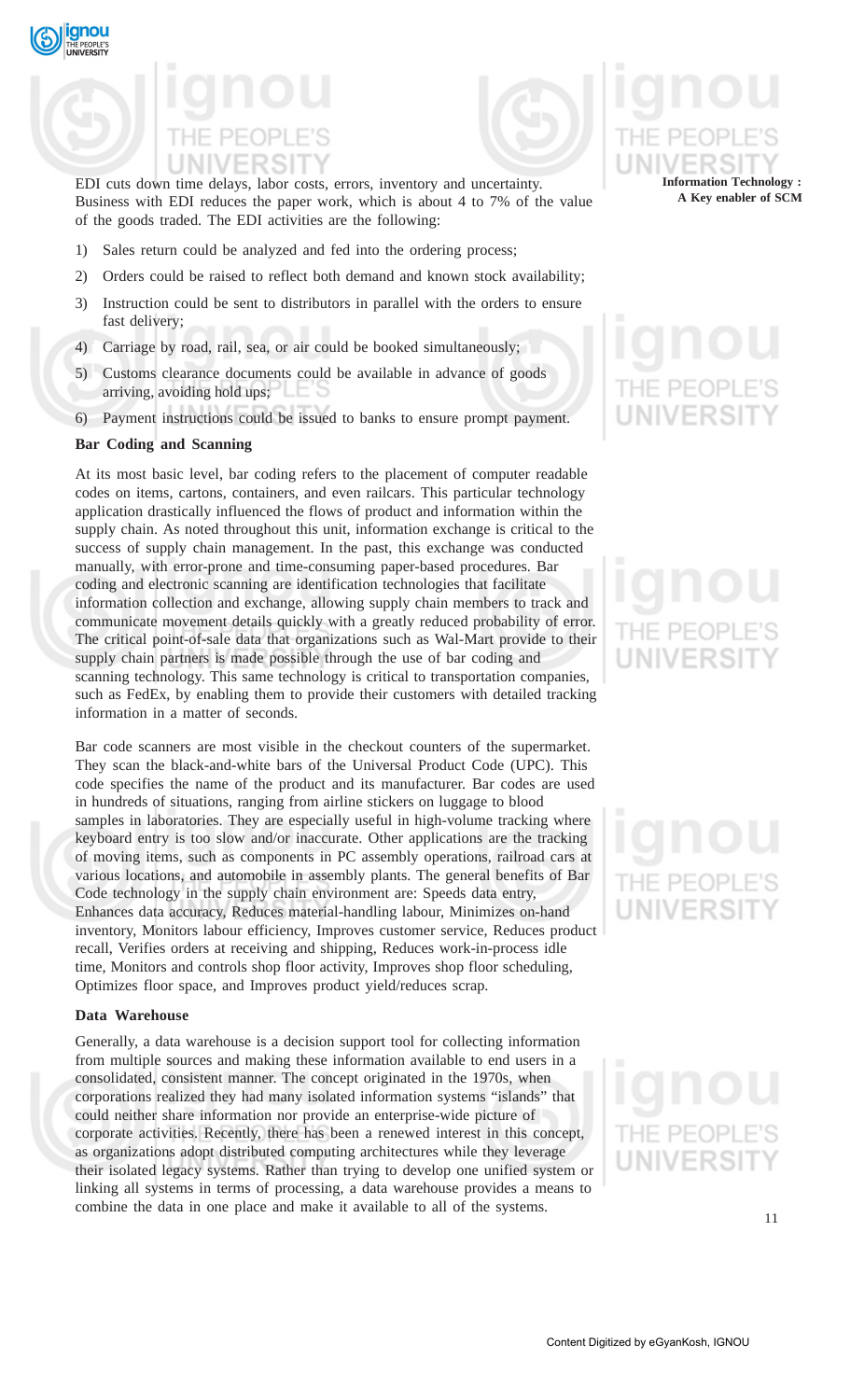EDI cuts down time delays, labor costs, errors, inventory and uncertainty. Business with EDI reduces the paper work, which is about 4 to 7% of the value of the goods traded. The EDI activities are the following:

1) Sales return could be analyzed and fed into the ordering process;
2) Orders could be raised to reflect both demand and known stock availability;
3) Instruction could be sent to distributors in parallel with the orders to ensure fast delivery;
4) Carriage by road, rail, sea, or air could be booked simultaneously;
5) Customs clearance documents could be available in advance of goods arriving, avoiding hold ups;
6) Payment instructions could be issued to banks to ensure prompt payment.

**Bar Coding and Scanning**

At its most basic level, bar coding refers to the placement of computer readable codes on items, cartons, containers, and even railcars. This particular technology application drastically influenced the flows of product and information within the supply chain. As noted throughout this unit, information exchange is critical to the success of supply chain management. In the past, this exchange was conducted manually, with error-prone and time-consuming paper-based procedures. Bar coding and electronic scanning are identification technologies that facilitate information collection and exchange, allowing supply chain members to track and communicate movement details quickly with a greatly reduced probability of error. The critical point-of-sale data that organizations such as Wal-Mart provide to their supply chain partners is made possible through the use of bar coding and scanning technology. This same technology is critical to transportation companies, such as FedEx, by enabling them to provide their customers with detailed tracking information in a matter of seconds.

Bar code scanners are most visible in the checkout counters of the supermarket. They scan the black-and-white bars of the Universal Product Code (UPC). This code specifies the name of the product and its manufacturer. Bar codes are used in hundreds of situations, ranging from airline stickers on luggage to blood samples in laboratories. They are especially useful in high-volume tracking where keyboard entry is too slow and/or inaccurate. Other applications are the tracking of moving items, such as components in PC assembly operations, railroad cars at various locations, and automobile in assembly plants. The general benefits of Bar Code technology in the supply chain environment are: Speeds data entry, Enhances data accuracy, Reduces material-handling labour, Minimizes on-hand inventory, Monitors labour efficiency, Improves customer service, Reduces product recall, Verifies orders at receiving and shipping, Reduces work-in-process idle time, Monitors and controls shop floor activity, Improves shop floor scheduling, Optimizes floor space, and Improves product yield/reduces scrap.

**Data Warehouse**

Generally, a data warehouse is a decision support tool for collecting information from multiple sources and making these information available to end users in a consolidated, consistent manner. The concept originated in the 1970s, when corporations realized they had many isolated information systems "islands" that could neither share information nor provide an enterprise-wide picture of corporate activities. Recently, there has been a renewed interest in this concept, as organizations adopt distributed computing architectures while they leverage their isolated legacy systems. Rather than trying to develop one unified system or linking all systems in terms of processing, a data warehouse provides a means to combine the data in one place and make it available to all of the systems.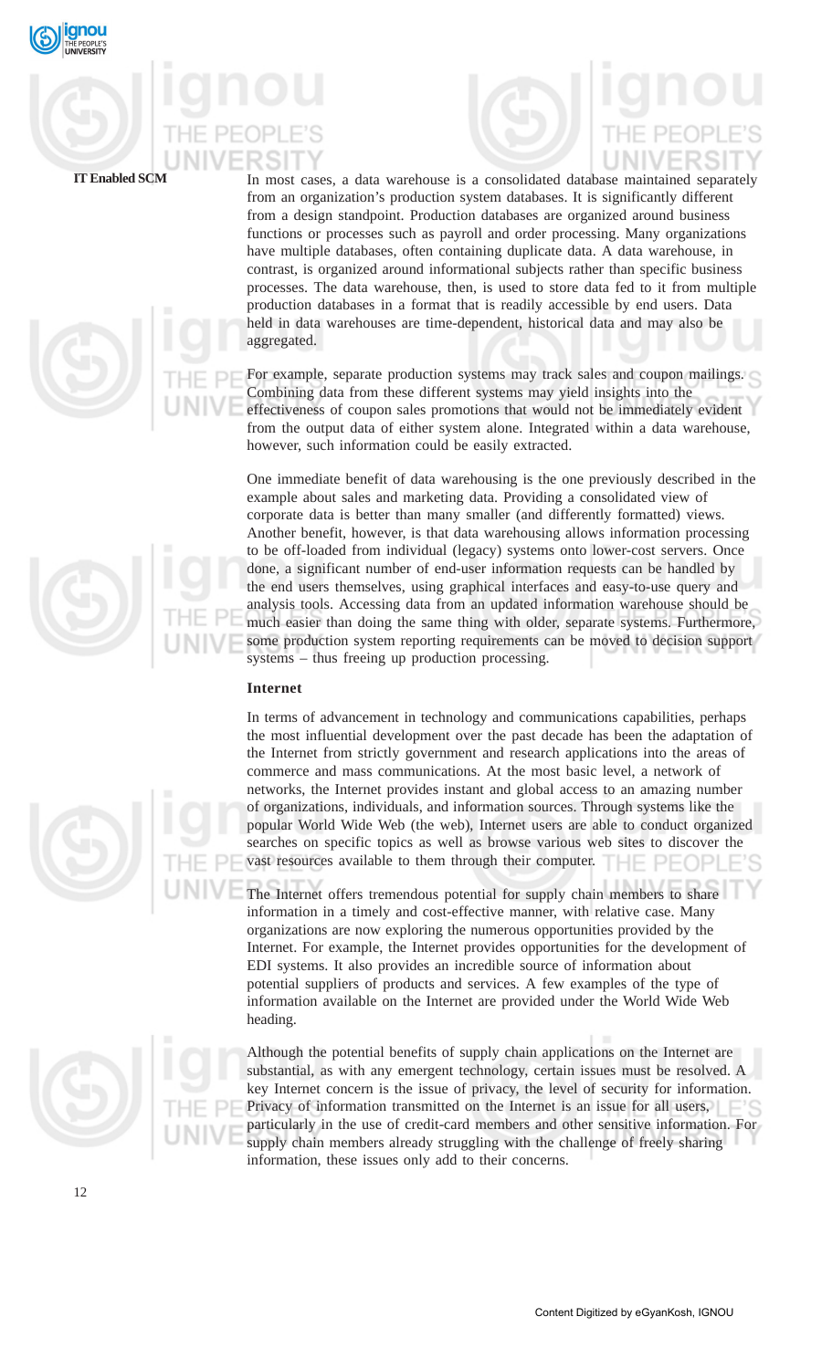In most cases, a data warehouse is a consolidated database maintained separately from an organization's production system databases. It is significantly different from a design standpoint. Production databases are organized around business functions or processes such as payroll and order processing. Many organizations have multiple databases, often containing duplicate data. A data warehouse, in contrast, is organized around informational subjects rather than specific business processes. The data warehouse, then, is used to store data fed to it from multiple production databases in a format that is readily accessible by end users. Data held in data warehouses are time-dependent, historical data and may also be aggregated.

For example, separate production systems may track sales and coupon mailings. Combining data from these different systems may yield insights into the effectiveness of coupon sales promotions that would not be immediately evident from the output data of either system alone. Integrated within a data warehouse, however, such information could be easily extracted.

One immediate benefit of data warehousing is the one previously described in the example about sales and marketing data. Providing a consolidated view of corporate data is better than many smaller (and differently formatted) views. Another benefit, however, is that data warehousing allows information processing to be off-loaded from individual (legacy) systems onto lower-cost servers. Once done, a significant number of end-user information requests can be handled by the end users themselves, using graphical interfaces and easy-to-use query and analysis tools. Accessing data from an updated information warehouse should be much easier than doing the same thing with older, separate systems. Furthermore, some production system reporting requirements can be moved to decision support systems – thus freeing up production processing.

**Internet**

In terms of advancement in technology and communications capabilities, perhaps the most influential development over the past decade has been the adaptation of the Internet from strictly government and research applications into the areas of commerce and mass communications. At the most basic level, a network of networks, the Internet provides instant and global access to an amazing number of organizations, individuals, and information sources. Through systems like the popular World Wide Web (the web), Internet users are able to conduct organized searches on specific topics as well as browse various web sites to discover the vast resources available to them through their computer.

The Internet offers tremendous potential for supply chain members to share information in a timely and cost-effective manner, with relative case. Many organizations are now exploring the numerous opportunities provided by the Internet. For example, the Internet provides opportunities for the development of EDI systems. It also provides an incredible source of information about potential suppliers of products and services. A few examples of the type of information available on the Internet are provided under the World Wide Web heading.

Although the potential benefits of supply chain applications on the Internet are substantial, as with any emergent technology, certain issues must be resolved. A key Internet concern is the issue of privacy, the level of security for information. Privacy of information transmitted on the Internet is an issue for all users, particularly in the use of credit-card members and other sensitive information. For supply chain members already struggling with the challenge of freely sharing information, these issues only add to their concerns.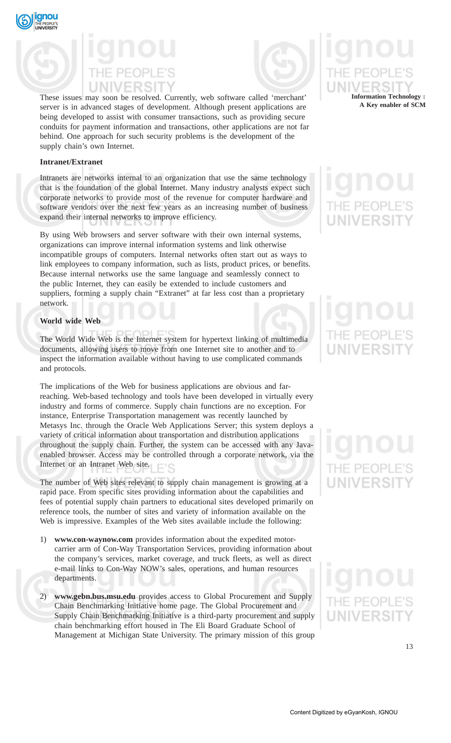These issues may soon be resolved. Currently, web software called 'merchant' server is in advanced stages of development. Although present applications are being developed to assist with consumer transactions, such as providing secure conduits for payment information and transactions, other applications are not far behind. One approach for such security problems is the development of the supply chain's own Internet.

**Intranet/Extranet**

Intranets are networks internal to an organization that use the same technology that is the foundation of the global Internet. Many industry analysts expect such corporate networks to provide most of the revenue for computer hardware and software vendors over the next few years as an increasing number of business expand their internal networks to improve efficiency.

By using Web browsers and server software with their own internal systems, organizations can improve internal information systems and link otherwise incompatible groups of computers. Internal networks often start out as ways to link employees to company information, such as lists, product prices, or benefits. Because internal networks use the same language and seamlessly connect to the public Internet, they can easily be extended to include customers and suppliers, forming a supply chain "Extranet" at far less cost than a proprietary network.

**World wide Web**

The World Wide Web is the Internet system for hypertext linking of multimedia documents, allowing users to move from one Internet site to another and to inspect the information available without having to use complicated commands and protocols.

The implications of the Web for business applications are obvious and far-reaching. Web-based technology and tools have been developed in virtually every industry and forms of commerce. Supply chain functions are no exception. For instance, Enterprise Transportation management was recently launched by Metasys Inc. through the Oracle Web Applications Server; this system deploys a variety of critical information about transportation and distribution applications throughout the supply chain. Further, the system can be accessed with any Java-enabled browser. Access may be controlled through a corporate network, via the Internet or an Intranet Web site.

The number of Web sites relevant to supply chain management is growing at a rapid pace. From specific sites providing information about the capabilities and fees of potential supply chain partners to educational sites developed primarily on reference tools, the number of sites and variety of information available on the Web is impressive. Examples of the Web sites available include the following:

1) **www.con-waynow.com** provides information about the expedited motor-carrier arm of Con-Way Transportation Services, providing information about the company's services, market coverage, and truck fleets, as well as direct e-mail links to Con-Way NOW's sales, operations, and human resources departments.

2) **www.gebn.bus.msu.edu** provides access to Global Procurement and Supply Chain Benchmarking Initiative home page. The Global Procurement and Supply Chain Benchmarking Initiative is a third-party procurement and supply chain benchmarking effort housed in The Eli Board Graduate School of Management at Michigan State University. The primary mission of this group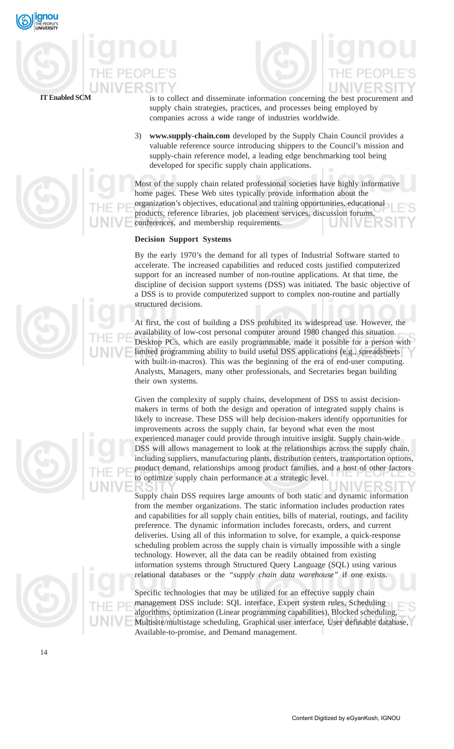is to collect and disseminate information concerning the best procurement and supply chain strategies, practices, and processes being employed by companies across a wide range of industries worldwide.

3) **www.supply-chain.com** developed by the Supply Chain Council provides a valuable reference source introducing shippers to the Council's mission and supply-chain reference model, a leading edge benchmarking tool being developed for specific supply chain applications.

Most of the supply chain related professional societies have highly informative home pages. These Web sites typically provide information about the organization's objectives, educational and training opportunities, educational products, reference libraries, job placement services, discussion forums, conferences, and membership requirements.

**Decision Support Systems**

By the early 1970's the demand for all types of Industrial Software started to accelerate. The increased capabilities and reduced costs justified computerized support for an increased number of non-routine applications. At that time, the discipline of decision support systems (DSS) was initiated. The basic objective of a DSS is to provide computerized support to complex non-routine and partially structured decisions.

At first, the cost of building a DSS prohibited its widespread use. However, the availability of low-cost personal computer around 1980 changed this situation. Desktop PCs, which are easily programmable, made it possible for a person with limited programming ability to build useful DSS applications (e.g., spreadsheets with built-in-macros). This was the beginning of the era of end-user computing. Analysts, Managers, many other professionals, and Secretaries began building their own systems.

Given the complexity of supply chains, development of DSS to assist decision-makers in terms of both the design and operation of integrated supply chains is likely to increase. These DSS will help decision-makers identify opportunities for improvements across the supply chain, far beyond what even the most experienced manager could provide through intuitive insight. Supply chain-wide DSS will allows management to look at the relationships across the supply chain, including suppliers, manufacturing plants, distribution centers, transportation options, product demand, relationships among product families, and a host of other factors to optimize supply chain performance at a strategic level.

Supply chain DSS requires large amounts of both static and dynamic information from the member organizations. The static information includes production rates and capabilities for all supply chain entities, bills of material, routings, and facility preference. The dynamic information includes forecasts, orders, and current deliveries. Using all of this information to solve, for example, a quick-response scheduling problem across the supply chain is virtually impossible with a single technology. However, all the data can be readily obtained from existing information systems through Structured Query Language (SQL) using various relational databases or the *"supply chain data warehouse"* if one exists.

Specific technologies that may be utilized for an effective supply chain management DSS include: SQL interface, Expert system rules, Scheduling algorithms, optimization (Linear programming capabilities), Blocked scheduling, Multisite/multistage scheduling, Graphical user interface, User definable database, Available-to-promise, and Demand management.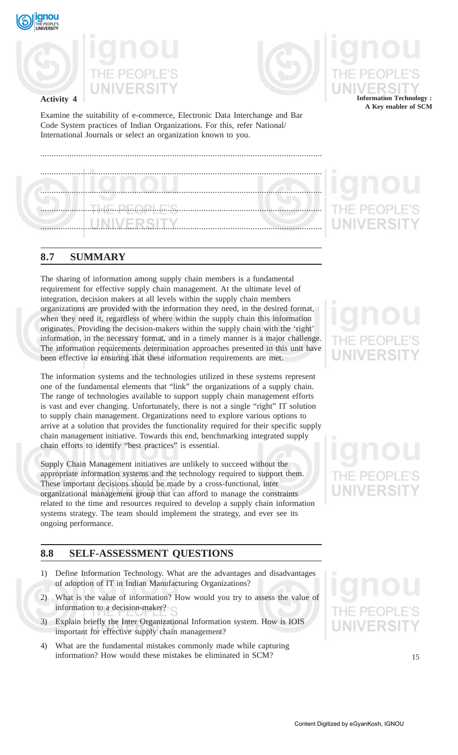**Activity 4**

Examine the suitability of e-commerce, Electronic Data Interchange and Bar Code System practices of Indian Organizations. For this, refer National/ International Journals or select an organization known to you.

..............................................................................................................................

..............................................................................................................................

..............................................................................................................................

..............................................................................................................................

..............................................................................................................................

## 8.7 SUMMARY

The sharing of information among supply chain members is a fundamental requirement for effective supply chain management. At the ultimate level of integration, decision makers at all levels within the supply chain members organizations are provided with the information they need, in the desired format, when they need it, regardless of where within the supply chain this information originates. Providing the decision-makers within the supply chain with the 'right' information, in the necessary format, and in a timely manner is a major challenge. The information requirements determination approaches presented in this unit have been effective in ensuring that these information requirements are met.

The information systems and the technologies utilized in these systems represent one of the fundamental elements that "link" the organizations of a supply chain. The range of technologies available to support supply chain management efforts is vast and ever changing. Unfortunately, there is not a single "right" IT solution to supply chain management. Organizations need to explore various options to arrive at a solution that provides the functionality required for their specific supply chain management initiative. Towards this end, benchmarking integrated supply chain efforts to identify "best practices" is essential.

Supply Chain Management initiatives are unlikely to succeed without the appropriate information systems and the technology required to support them. These important decisions should be made by a cross-functional, inter organizational management group that can afford to manage the constraints related to the time and resources required to develop a supply chain information systems strategy. The team should implement the strategy, and ever see its ongoing performance.

## 8.8 SELF-ASSESSMENT QUESTIONS

1) Define Information Technology. What are the advantages and disadvantages of adoption of IT in Indian Manufacturing Organizations?
2) What is the value of information? How would you try to assess the value of information to a decision-maker?
3) Explain briefly the Inter Organizational Information system. How is IOIS important for effective supply chain management?
4) What are the fundamental mistakes commonly made while capturing information? How would these mistakes be eliminated in SCM?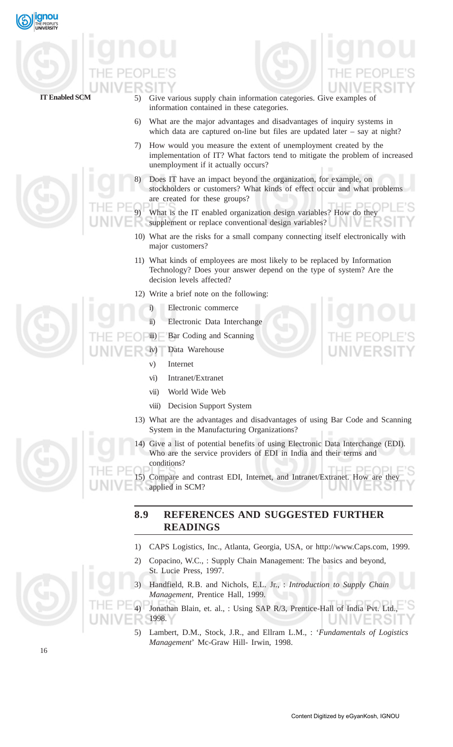5) Give various supply chain information categories. Give examples of information contained in these categories.

6) What are the major advantages and disadvantages of inquiry systems in which data are captured on-line but files are updated later – say at night?

7) How would you measure the extent of unemployment created by the implementation of IT? What factors tend to mitigate the problem of increased unemployment if it actually occurs?

8) Does IT have an impact beyond the organization, for example, on stockholders or customers? What kinds of effect occur and what problems are created for these groups?

9) What is the IT enabled organization design variables? How do they supplement or replace conventional design variables?

10) What are the risks for a small company connecting itself electronically with major customers?

11) What kinds of employees are most likely to be replaced by Information Technology? Does your answer depend on the type of system? Are the decision levels affected?

12) Write a brief note on the following:

    i) Electronic commerce
    ii) Electronic Data Interchange
    iii) Bar Coding and Scanning
    iv) Data Warehouse
    v) Internet
    vi) Intranet/Extranet
    vii) World Wide Web
    viii) Decision Support System

13) What are the advantages and disadvantages of using Bar Code and Scanning System in the Manufacturing Organizations?

14) Give a list of potential benefits of using Electronic Data Interchange (EDI). Who are the service providers of EDI in India and their terms and conditions?

15) Compare and contrast EDI, Internet, and Intranet/Extranet. How are they applied in SCM?

## 8.9 REFERENCES AND SUGGESTED FURTHER READINGS

1) CAPS Logistics, Inc., Atlanta, Georgia, USA, or http://www.Caps.com, 1999.

2) Copacino, W.C., : Supply Chain Management: The basics and beyond, St. Lucie Press, 1997.

3) Handfield, R.B. and Nichols, E.L. Jr., : *Introduction to Supply Chain Management*, Prentice Hall, 1999.

4) Jonathan Blain, et. al., : Using SAP R/3, Prentice-Hall of India Pvt. Ltd., 1998.

5) Lambert, D.M., Stock, J.R., and Ellram L.M., : '*Fundamentals of Logistics Management*' Mc-Graw Hill- Irwin, 1998.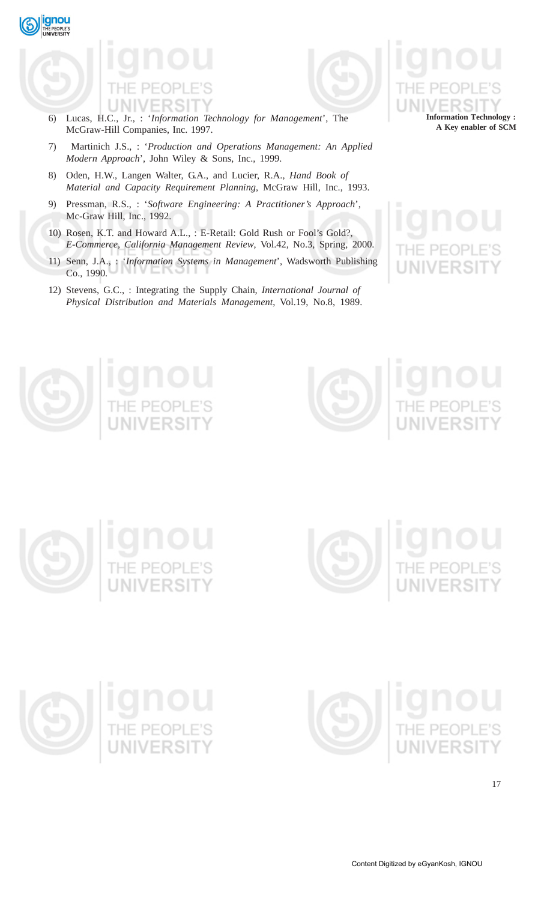6) Lucas, H.C., Jr., : '*Information Technology for Management*', The McGraw-Hill Companies, Inc. 1997.

7) Martinich J.S., : '*Production and Operations Management: An Applied Modern Approach*', John Wiley & Sons, Inc., 1999.

8) Oden, H.W., Langen Walter, G.A., and Lucier, R.A., *Hand Book of Material and Capacity Requirement Planning*, McGraw Hill, Inc., 1993.

9) Pressman, R.S., : '*Software Engineering: A Practitioner's Approach*', Mc-Graw Hill, Inc., 1992.

10) Rosen, K.T. and Howard A.L., : E-Retail: Gold Rush or Fool's Gold?, *E-Commerce, California Management Review*, Vol.42, No.3, Spring, 2000.

11) Senn, J.A., : '*Information Systems in Management*', Wadsworth Publishing Co., 1990.

12) Stevens, G.C., : Integrating the Supply Chain, *International Journal of Physical Distribution and Materials Management*, Vol.19, No.8, 1989.